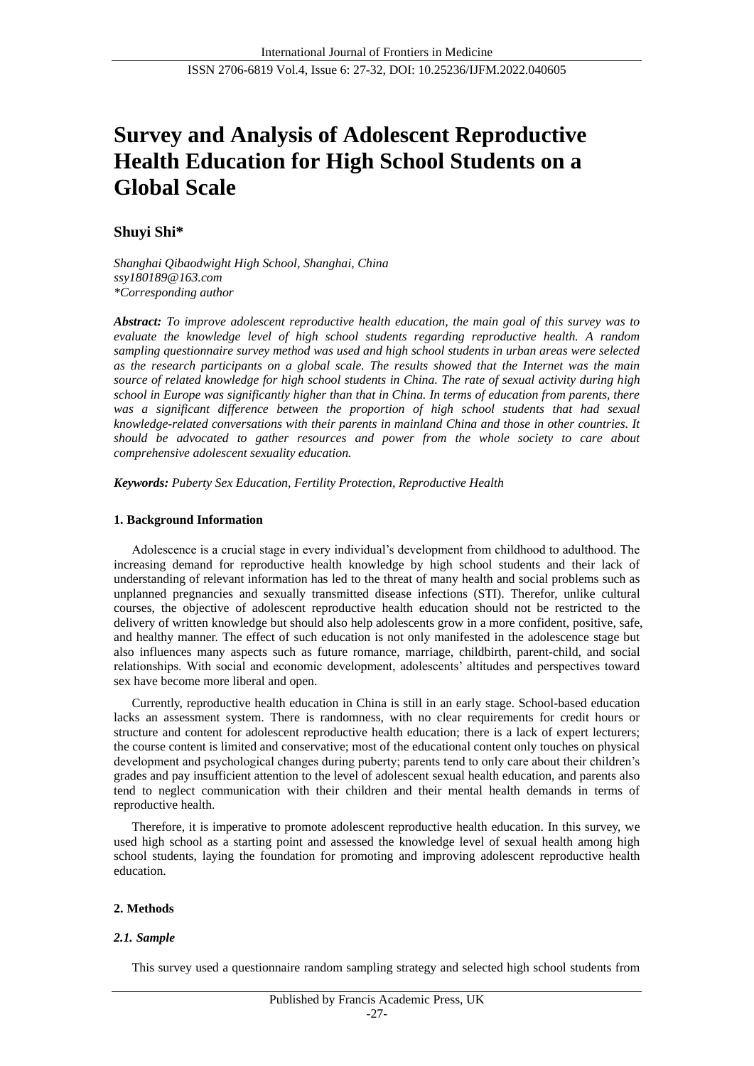# Survey and Analysis of Adolescent Reproductive Health Education for High School Students on a Global Scale

**Shuyi Shi***

*Shanghai Qibaodwight High School, Shanghai, China*
*ssy180189@163.com*
*\*Corresponding author*

***Abstract:*** *To improve adolescent reproductive health education, the main goal of this survey was to evaluate the knowledge level of high school students regarding reproductive health. A random sampling questionnaire survey method was used and high school students in urban areas were selected as the research participants on a global scale. The results showed that the Internet was the main source of related knowledge for high school students in China. The rate of sexual activity during high school in Europe was significantly higher than that in China. In terms of education from parents, there was a significant difference between the proportion of high school students that had sexual knowledge-related conversations with their parents in mainland China and those in other countries. It should be advocated to gather resources and power from the whole society to care about comprehensive adolescent sexuality education.*

***Keywords:*** *Puberty Sex Education, Fertility Protection, Reproductive Health*

## 1. Background Information

Adolescence is a crucial stage in every individual's development from childhood to adulthood. The increasing demand for reproductive health knowledge by high school students and their lack of understanding of relevant information has led to the threat of many health and social problems such as unplanned pregnancies and sexually transmitted disease infections (STI). Therefor, unlike cultural courses, the objective of adolescent reproductive health education should not be restricted to the delivery of written knowledge but should also help adolescents grow in a more confident, positive, safe, and healthy manner. The effect of such education is not only manifested in the adolescence stage but also influences many aspects such as future romance, marriage, childbirth, parent-child, and social relationships. With social and economic development, adolescents' altitudes and perspectives toward sex have become more liberal and open.

Currently, reproductive health education in China is still in an early stage. School-based education lacks an assessment system. There is randomness, with no clear requirements for credit hours or structure and content for adolescent reproductive health education; there is a lack of expert lecturers; the course content is limited and conservative; most of the educational content only touches on physical development and psychological changes during puberty; parents tend to only care about their children's grades and pay insufficient attention to the level of adolescent sexual health education, and parents also tend to neglect communication with their children and their mental health demands in terms of reproductive health.

Therefore, it is imperative to promote adolescent reproductive health education. In this survey, we used high school as a starting point and assessed the knowledge level of sexual health among high school students, laying the foundation for promoting and improving adolescent reproductive health education.

## 2. Methods

### *2.1. Sample*

This survey used a questionnaire random sampling strategy and selected high school students from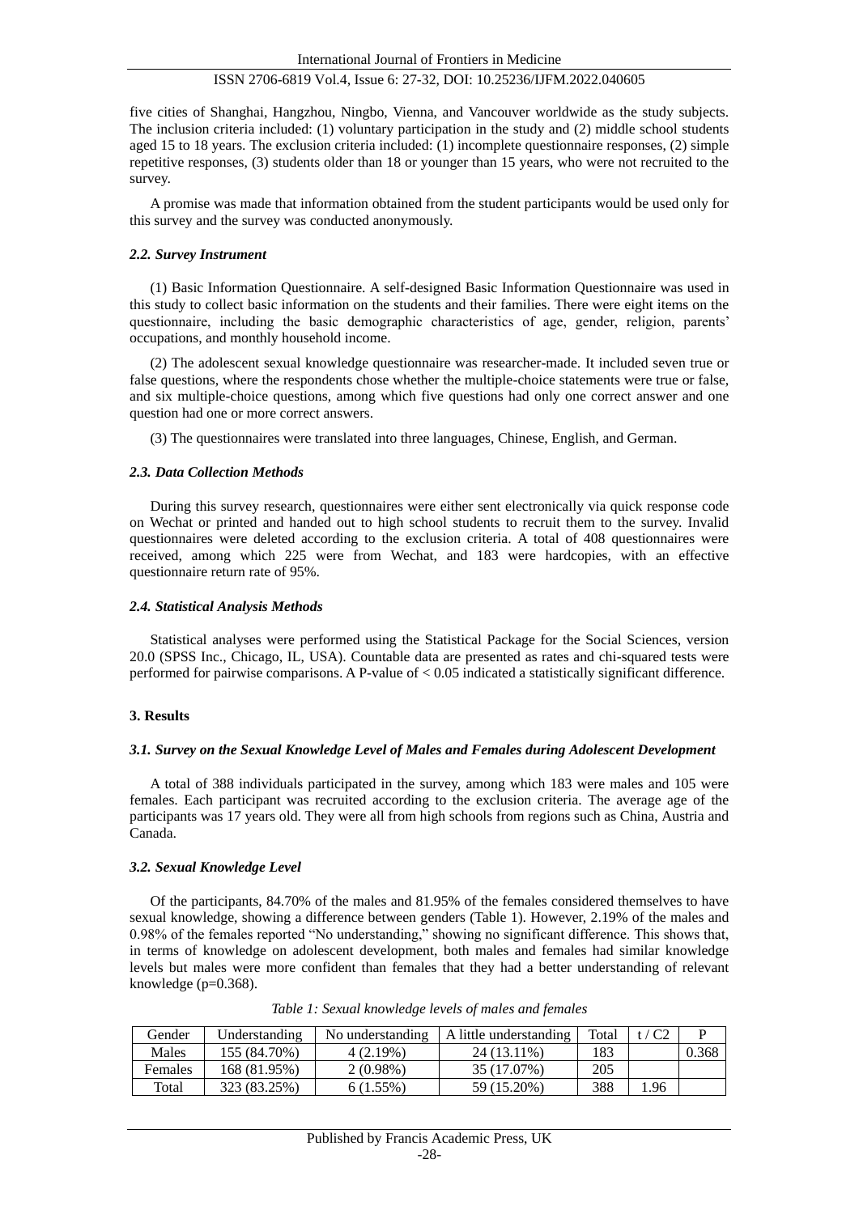five cities of Shanghai, Hangzhou, Ningbo, Vienna, and Vancouver worldwide as the study subjects. The inclusion criteria included: (1) voluntary participation in the study and (2) middle school students aged 15 to 18 years. The exclusion criteria included: (1) incomplete questionnaire responses, (2) simple repetitive responses, (3) students older than 18 or younger than 15 years, who were not recruited to the survey.

A promise was made that information obtained from the student participants would be used only for this survey and the survey was conducted anonymously.

### *2.2. Survey Instrument*

(1) Basic Information Questionnaire. A self-designed Basic Information Questionnaire was used in this study to collect basic information on the students and their families. There were eight items on the questionnaire, including the basic demographic characteristics of age, gender, religion, parents' occupations, and monthly household income.

(2) The adolescent sexual knowledge questionnaire was researcher-made. It included seven true or false questions, where the respondents chose whether the multiple-choice statements were true or false, and six multiple-choice questions, among which five questions had only one correct answer and one question had one or more correct answers.

(3) The questionnaires were translated into three languages, Chinese, English, and German.

### *2.3. Data Collection Methods*

During this survey research, questionnaires were either sent electronically via quick response code on Wechat or printed and handed out to high school students to recruit them to the survey. Invalid questionnaires were deleted according to the exclusion criteria. A total of 408 questionnaires were received, among which 225 were from Wechat, and 183 were hardcopies, with an effective questionnaire return rate of 95%.

### *2.4. Statistical Analysis Methods*

Statistical analyses were performed using the Statistical Package for the Social Sciences, version 20.0 (SPSS Inc., Chicago, IL, USA). Countable data are presented as rates and chi-squared tests were performed for pairwise comparisons. A P-value of < 0.05 indicated a statistically significant difference.

## 3. Results

### *3.1. Survey on the Sexual Knowledge Level of Males and Females during Adolescent Development*

A total of 388 individuals participated in the survey, among which 183 were males and 105 were females. Each participant was recruited according to the exclusion criteria. The average age of the participants was 17 years old. They were all from high schools from regions such as China, Austria and Canada.

### *3.2. Sexual Knowledge Level*

Of the participants, 84.70% of the males and 81.95% of the females considered themselves to have sexual knowledge, showing a difference between genders (Table 1). However, 2.19% of the males and 0.98% of the females reported "No understanding," showing no significant difference. This shows that, in terms of knowledge on adolescent development, both males and females had similar knowledge levels but males were more confident than females that they had a better understanding of relevant knowledge (p=0.368).

*Table 1: Sexual knowledge levels of males and females*

| Gender | Understanding | No understanding | A little understanding | Total | t / C2 | P |
|---|---|---|---|---|---|---|
| Males | 155 (84.70%) | 4 (2.19%) | 24 (13.11%) | 183 | | 0.368 |
| Females | 168 (81.95%) | 2 (0.98%) | 35 (17.07%) | 205 | | |
| Total | 323 (83.25%) | 6 (1.55%) | 59 (15.20%) | 388 | 1.96 | |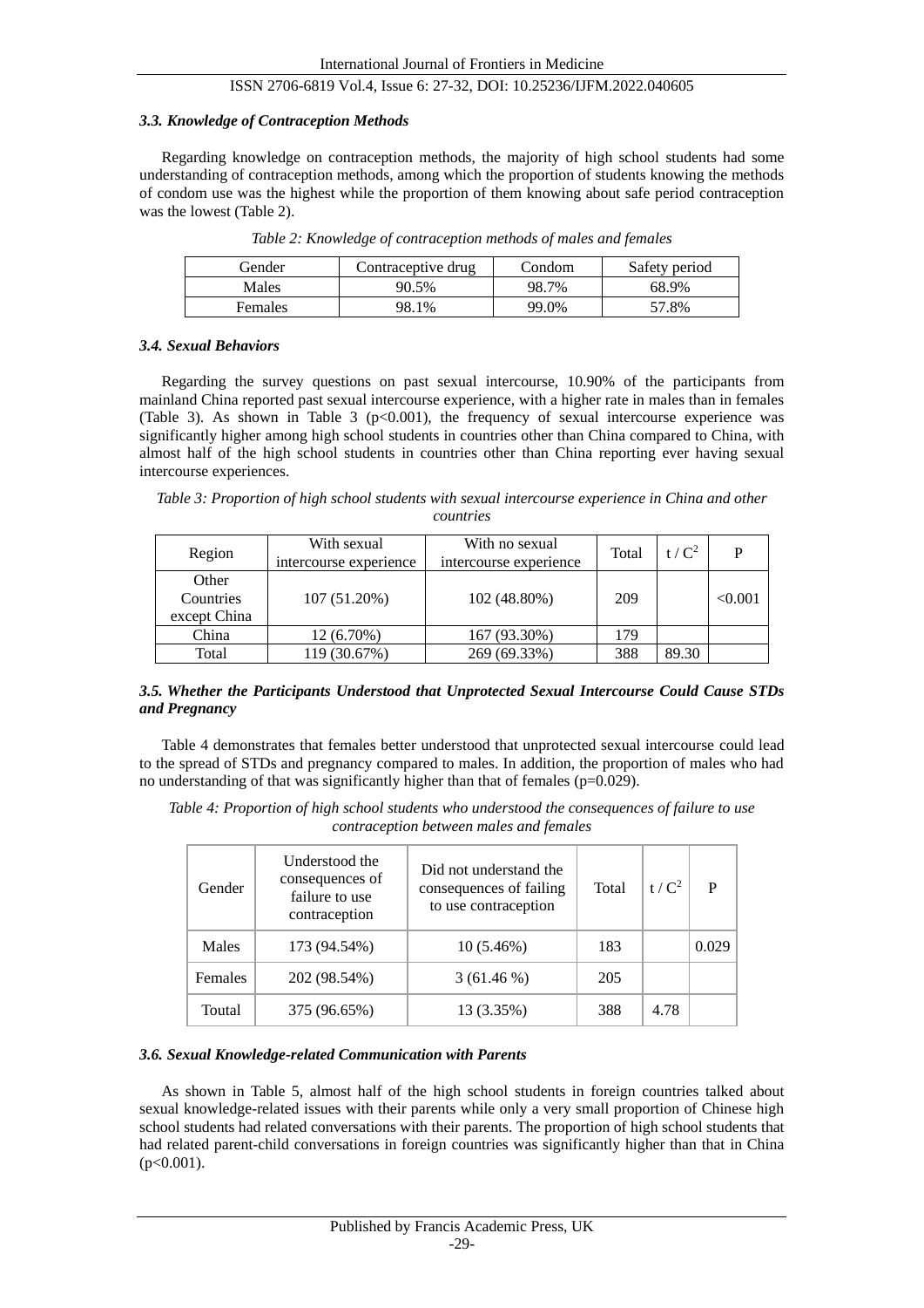### *3.3. Knowledge of Contraception Methods*

Regarding knowledge on contraception methods, the majority of high school students had some understanding of contraception methods, among which the proportion of students knowing the methods of condom use was the highest while the proportion of them knowing about safe period contraception was the lowest (Table 2).

*Table 2: Knowledge of contraception methods of males and females*

| Gender | Contraceptive drug | Condom | Safety period |
|---|---|---|---|
| Males | 90.5% | 98.7% | 68.9% |
| Females | 98.1% | 99.0% | 57.8% |

### *3.4. Sexual Behaviors*

Regarding the survey questions on past sexual intercourse, 10.90% of the participants from mainland China reported past sexual intercourse experience, with a higher rate in males than in females (Table 3). As shown in Table 3 ($p<0.001$), the frequency of sexual intercourse experience was significantly higher among high school students in countries other than China compared to China, with almost half of the high school students in countries other than China reporting ever having sexual intercourse experiences.

*Table 3: Proportion of high school students with sexual intercourse experience in China and other countries*

| Region | With sexual intercourse experience | With no sexual intercourse experience | Total | $t / C^2$ | P |
|---|---|---|---|---|---|
| Other Countries except China | 107 (51.20%) | 102 (48.80%) | 209 | | <0.001 |
| China | 12 (6.70%) | 167 (93.30%) | 179 | | |
| Total | 119 (30.67%) | 269 (69.33%) | 388 | 89.30 | |

### *3.5. Whether the Participants Understood that Unprotected Sexual Intercourse Could Cause STDs and Pregnancy*

Table 4 demonstrates that females better understood that unprotected sexual intercourse could lead to the spread of STDs and pregnancy compared to males. In addition, the proportion of males who had no understanding of that was significantly higher than that of females ($p=0.029$).

*Table 4: Proportion of high school students who understood the consequences of failure to use contraception between males and females*

| Gender | Understood the consequences of failure to use contraception | Did not understand the consequences of failing to use contraception | Total | $t / C^2$ | P |
|---|---|---|---|---|---|
| Males | 173 (94.54%) | 10 (5.46%) | 183 | | 0.029 |
| Females | 202 (98.54%) | 3 (61.46 %) | 205 | | |
| Toutal | 375 (96.65%) | 13 (3.35%) | 388 | 4.78 | |

### *3.6. Sexual Knowledge-related Communication with Parents*

As shown in Table 5, almost half of the high school students in foreign countries talked about sexual knowledge-related issues with their parents while only a very small proportion of Chinese high school students had related conversations with their parents. The proportion of high school students that had related parent-child conversations in foreign countries was significantly higher than that in China ($p<0.001$).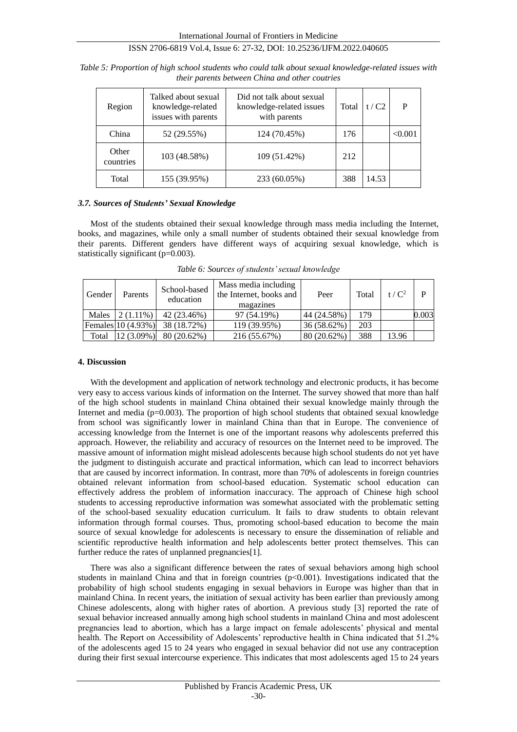*Table 5: Proportion of high school students who could talk about sexual knowledge-related issues with their parents between China and other coutries*

| Region | Talked about sexual knowledge-related issues with parents | Did not talk about sexual knowledge-related issues with parents | Total | t / C2 | P |
|---|---|---|---|---|---|
| China | 52 (29.55%) | 124 (70.45%) | 176 | | <0.001 |
| Other countries | 103 (48.58%) | 109 (51.42%) | 212 | | |
| Total | 155 (39.95%) | 233 (60.05%) | 388 | 14.53 | |

### *3.7. Sources of Students' Sexual Knowledge*

Most of the students obtained their sexual knowledge through mass media including the Internet, books, and magazines, while only a small number of students obtained their sexual knowledge from their parents. Different genders have different ways of acquiring sexual knowledge, which is statistically significant (p=0.003).

*Table 6: Sources of students' sexual knowledge*

| Gender | Parents | School-based education | Mass media including the Internet, books and magazines | Peer | Total | $t / C^2$ | P |
|---|---|---|---|---|---|---|---|
| Males | 2 (1.11%) | 42 (23.46%) | 97 (54.19%) | 44 (24.58%) | 179 | | 0.003 |
| Females | 10 (4.93%) | 38 (18.72%) | 119 (39.95%) | 36 (58.62%) | 203 | | |
| Total | 12 (3.09%) | 80 (20.62%) | 216 (55.67%) | 80 (20.62%) | 388 | 13.96 | |

## 4. Discussion

With the development and application of network technology and electronic products, it has become very easy to access various kinds of information on the Internet. The survey showed that more than half of the high school students in mainland China obtained their sexual knowledge mainly through the Internet and media (p=0.003). The proportion of high school students that obtained sexual knowledge from school was significantly lower in mainland China than that in Europe. The convenience of accessing knowledge from the Internet is one of the important reasons why adolescents preferred this approach. However, the reliability and accuracy of resources on the Internet need to be improved. The massive amount of information might mislead adolescents because high school students do not yet have the judgment to distinguish accurate and practical information, which can lead to incorrect behaviors that are caused by incorrect information. In contrast, more than 70% of adolescents in foreign countries obtained relevant information from school-based education. Systematic school education can effectively address the problem of information inaccuracy. The approach of Chinese high school students to accessing reproductive information was somewhat associated with the problematic setting of the school-based sexuality education curriculum. It fails to draw students to obtain relevant information through formal courses. Thus, promoting school-based education to become the main source of sexual knowledge for adolescents is necessary to ensure the dissemination of reliable and scientific reproductive health information and help adolescents better protect themselves. This can further reduce the rates of unplanned pregnancies[1].

There was also a significant difference between the rates of sexual behaviors among high school students in mainland China and that in foreign countries (p<0.001). Investigations indicated that the probability of high school students engaging in sexual behaviors in Europe was higher than that in mainland China. In recent years, the initiation of sexual activity has been earlier than previously among Chinese adolescents, along with higher rates of abortion. A previous study [3] reported the rate of sexual behavior increased annually among high school students in mainland China and most adolescent pregnancies lead to abortion, which has a large impact on female adolescents' physical and mental health. The Report on Accessibility of Adolescents' reproductive health in China indicated that 51.2% of the adolescents aged 15 to 24 years who engaged in sexual behavior did not use any contraception during their first sexual intercourse experience. This indicates that most adolescents aged 15 to 24 years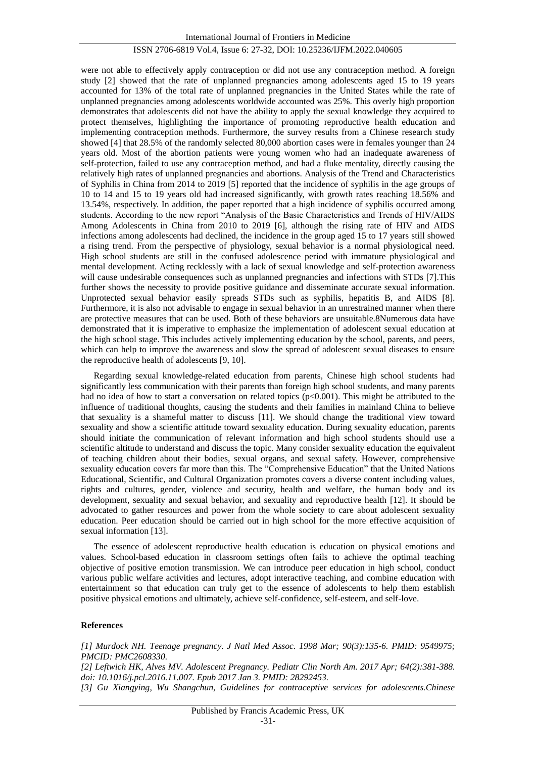were not able to effectively apply contraception or did not use any contraception method. A foreign study [2] showed that the rate of unplanned pregnancies among adolescents aged 15 to 19 years accounted for 13% of the total rate of unplanned pregnancies in the United States while the rate of unplanned pregnancies among adolescents worldwide accounted was 25%. This overly high proportion demonstrates that adolescents did not have the ability to apply the sexual knowledge they acquired to protect themselves, highlighting the importance of promoting reproductive health education and implementing contraception methods. Furthermore, the survey results from a Chinese research study showed [4] that 28.5% of the randomly selected 80,000 abortion cases were in females younger than 24 years old. Most of the abortion patients were young women who had an inadequate awareness of self-protection, failed to use any contraception method, and had a fluke mentality, directly causing the relatively high rates of unplanned pregnancies and abortions. Analysis of the Trend and Characteristics of Syphilis in China from 2014 to 2019 [5] reported that the incidence of syphilis in the age groups of 10 to 14 and 15 to 19 years old had increased significantly, with growth rates reaching 18.56% and 13.54%, respectively. In addition, the paper reported that a high incidence of syphilis occurred among students. According to the new report "Analysis of the Basic Characteristics and Trends of HIV/AIDS Among Adolescents in China from 2010 to 2019 [6], although the rising rate of HIV and AIDS infections among adolescents had declined, the incidence in the group aged 15 to 17 years still showed a rising trend. From the perspective of physiology, sexual behavior is a normal physiological need. High school students are still in the confused adolescence period with immature physiological and mental development. Acting recklessly with a lack of sexual knowledge and self-protection awareness will cause undesirable consequences such as unplanned pregnancies and infections with STDs [7].This further shows the necessity to provide positive guidance and disseminate accurate sexual information. Unprotected sexual behavior easily spreads STDs such as syphilis, hepatitis B, and AIDS [8]. Furthermore, it is also not advisable to engage in sexual behavior in an unrestrained manner when there are protective measures that can be used. Both of these behaviors are unsuitable.8Numerous data have demonstrated that it is imperative to emphasize the implementation of adolescent sexual education at the high school stage. This includes actively implementing education by the school, parents, and peers, which can help to improve the awareness and slow the spread of adolescent sexual diseases to ensure the reproductive health of adolescents [9, 10].

Regarding sexual knowledge-related education from parents, Chinese high school students had significantly less communication with their parents than foreign high school students, and many parents had no idea of how to start a conversation on related topics ($p<0.001$). This might be attributed to the influence of traditional thoughts, causing the students and their families in mainland China to believe that sexuality is a shameful matter to discuss [11]. We should change the traditional view toward sexuality and show a scientific attitude toward sexuality education. During sexuality education, parents should initiate the communication of relevant information and high school students should use a scientific altitude to understand and discuss the topic. Many consider sexuality education the equivalent of teaching children about their bodies, sexual organs, and sexual safety. However, comprehensive sexuality education covers far more than this. The "Comprehensive Education" that the United Nations Educational, Scientific, and Cultural Organization promotes covers a diverse content including values, rights and cultures, gender, violence and security, health and welfare, the human body and its development, sexuality and sexual behavior, and sexuality and reproductive health [12]. It should be advocated to gather resources and power from the whole society to care about adolescent sexuality education. Peer education should be carried out in high school for the more effective acquisition of sexual information [13].

The essence of adolescent reproductive health education is education on physical emotions and values. School-based education in classroom settings often fails to achieve the optimal teaching objective of positive emotion transmission. We can introduce peer education in high school, conduct various public welfare activities and lectures, adopt interactive teaching, and combine education with entertainment so that education can truly get to the essence of adolescents to help them establish positive physical emotions and ultimately, achieve self-confidence, self-esteem, and self-love.

## References

*[1] Murdock NH. Teenage pregnancy. J Natl Med Assoc. 1998 Mar; 90(3):135-6. PMID: 9549975; PMCID: PMC2608330.*

*[2] Leftwich HK, Alves MV. Adolescent Pregnancy. Pediatr Clin North Am. 2017 Apr; 64(2):381-388. doi: 10.1016/j.pcl.2016.11.007. Epub 2017 Jan 3. PMID: 28292453.*

*[3] Gu Xiangying, Wu Shangchun, Guidelines for contraceptive services for adolescents.Chinese*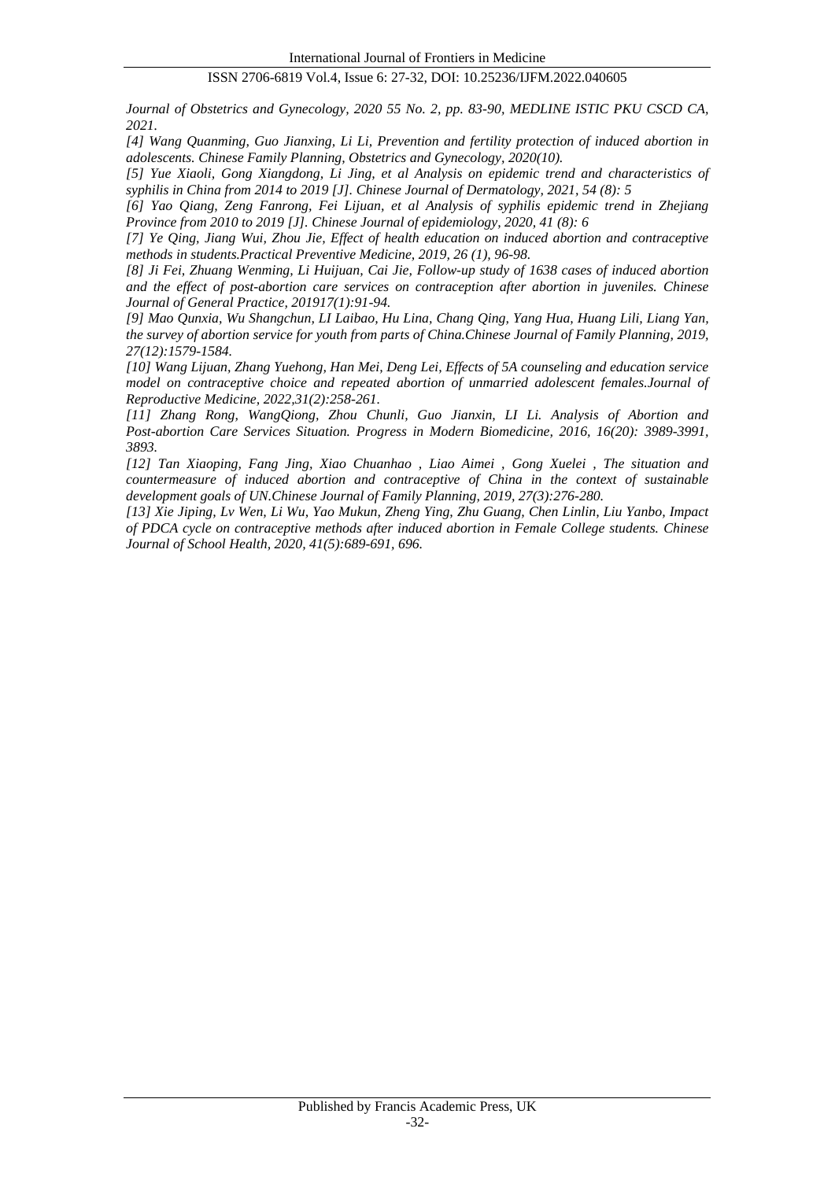*Journal of Obstetrics and Gynecology, 2020 55 No. 2, pp. 83-90, MEDLINE ISTIC PKU CSCD CA, 2021.*

*[4] Wang Quanming, Guo Jianxing, Li Li, Prevention and fertility protection of induced abortion in adolescents. Chinese Family Planning, Obstetrics and Gynecology, 2020(10).*

*[5] Yue Xiaoli, Gong Xiangdong, Li Jing, et al Analysis on epidemic trend and characteristics of syphilis in China from 2014 to 2019 [J]. Chinese Journal of Dermatology, 2021, 54 (8): 5*

*[6] Yao Qiang, Zeng Fanrong, Fei Lijuan, et al Analysis of syphilis epidemic trend in Zhejiang Province from 2010 to 2019 [J]. Chinese Journal of epidemiology, 2020, 41 (8): 6*

*[7] Ye Qing, Jiang Wui, Zhou Jie, Effect of health education on induced abortion and contraceptive methods in students.Practical Preventive Medicine, 2019, 26 (1), 96-98.*

*[8] Ji Fei, Zhuang Wenming, Li Huijuan, Cai Jie, Follow-up study of 1638 cases of induced abortion and the effect of post-abortion care services on contraception after abortion in juveniles. Chinese Journal of General Practice, 201917(1):91-94.*

*[9] Mao Qunxia, Wu Shangchun, LI Laibao, Hu Lina, Chang Qing, Yang Hua, Huang Lili, Liang Yan, the survey of abortion service for youth from parts of China.Chinese Journal of Family Planning, 2019, 27(12):1579-1584.*

*[10] Wang Lijuan, Zhang Yuehong, Han Mei, Deng Lei, Effects of 5A counseling and education service model on contraceptive choice and repeated abortion of unmarried adolescent females.Journal of Reproductive Medicine, 2022,31(2):258-261.*

*[11] Zhang Rong, WangQiong, Zhou Chunli, Guo Jianxin, LI Li. Analysis of Abortion and Post-abortion Care Services Situation. Progress in Modern Biomedicine, 2016, 16(20): 3989-3991, 3893.*

*[12] Tan Xiaoping, Fang Jing, Xiao Chuanhao , Liao Aimei , Gong Xuelei , The situation and countermeasure of induced abortion and contraceptive of China in the context of sustainable development goals of UN.Chinese Journal of Family Planning, 2019, 27(3):276-280.*

*[13] Xie Jiping, Lv Wen, Li Wu, Yao Mukun, Zheng Ying, Zhu Guang, Chen Linlin, Liu Yanbo, Impact of PDCA cycle on contraceptive methods after induced abortion in Female College students. Chinese Journal of School Health, 2020, 41(5):689-691, 696.*